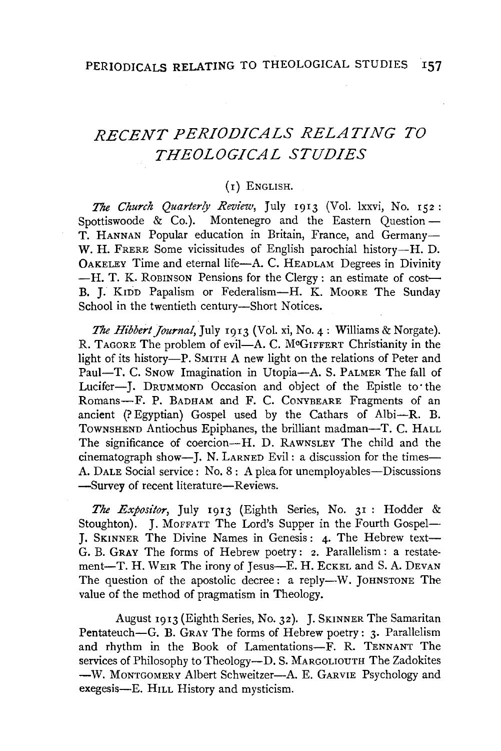# *RECENT PERIODICALS RELATING TO THEOLOGICAL STUDIES*

## (1) English.

*The Church Quarterly Review*, July 1913 (Vol. lxxvi, No. 152: Spottiswoode & Co.). Montenegro and the Eastern Question—T. Hannan Popular education in Britain, France, and Germany—W. H. Frere Some vicissitudes of English parochial history—H. D. Oakeley Time and eternal life—A. C. Headlam Degrees in Divinity—H. T. K. Robinson Pensions for the Clergy: an estimate of cost—B. J. Kidd Papalism or Federalism—H. K. Moore The Sunday School in the twentieth century—Short Notices.

*The Hibbert Journal*, July 1913 (Vol. xi, No. 4: Williams & Norgate). R. Tagore The problem of evil—A. C. McGiffert Christianity in the light of its history—P. Smith A new light on the relations of Peter and Paul—T. C. Snow Imagination in Utopia—A. S. Palmer The fall of Lucifer—J. Drummond Occasion and object of the Epistle to the Romans—F. P. Badham and F. C. Conybeare Fragments of an ancient (? Egyptian) Gospel used by the Cathars of Albi—R. B. Townshend Antiochus Epiphanes, the brilliant madman—T. C. Hall The significance of coercion—H. D. Rawnsley The child and the cinematograph show—J. N. Larned Evil: a discussion for the times—A. Dale Social service: No. 8: A plea for unemployables—Discussions—Survey of recent literature—Reviews.

*The Expositor*, July 1913 (Eighth Series, No. 31: Hodder & Stoughton). J. Moffatt The Lord's Supper in the Fourth Gospel—J. Skinner The Divine Names in Genesis: 4. The Hebrew text—G. B. Gray The forms of Hebrew poetry: 2. Parallelism: a restatement—T. H. Weir The irony of Jesus—E. H. Eckel and S. A. Devan The question of the apostolic decree: a reply—W. Johnstone The value of the method of pragmatism in Theology.

August 1913 (Eighth Series, No. 32). J. Skinner The Samaritan Pentateuch—G. B. Gray The forms of Hebrew poetry: 3. Parallelism and rhythm in the Book of Lamentations—F. R. Tennant The services of Philosophy to Theology—D. S. Margoliouth The Zadokites—W. Montgomery Albert Schweitzer—A. E. Garvie Psychology and exegesis—E. Hill History and mysticism.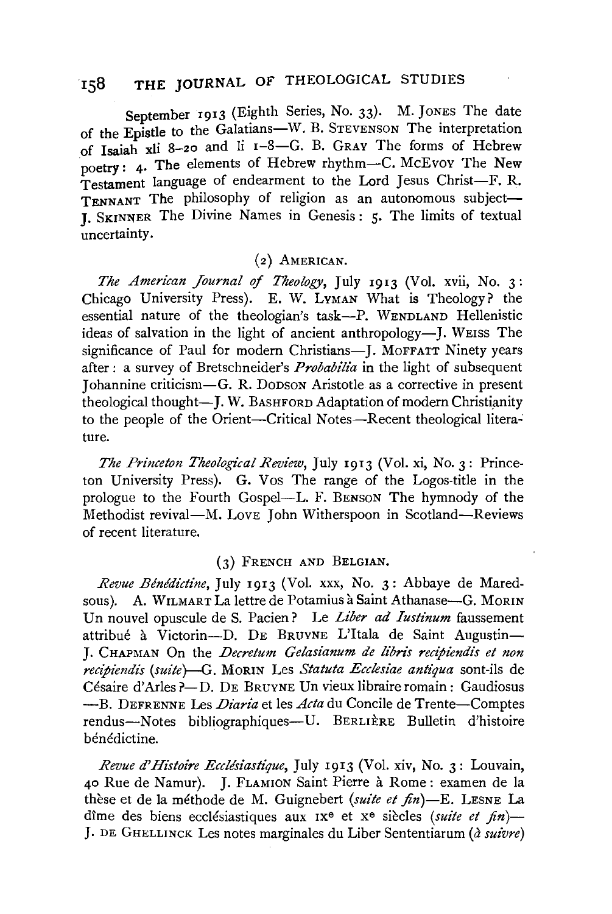September 1913 (Eighth Series, No. 33). M. JONES The date of the Epistle to the Galatians—W. B. STEVENSON The interpretation of Isaiah xli 8–20 and li 1–8—G. B. GRAY The forms of Hebrew poetry: 4. The elements of Hebrew rhythm—C. McEVOY The New Testament language of endearment to the Lord Jesus Christ—F. R. TENNANT The philosophy of religion as an autonomous subject—J. SKINNER The Divine Names in Genesis: 5. The limits of textual uncertainty.

(2) AMERICAN.

*The American Journal of Theology*, July 1913 (Vol. xvii, No. 3: Chicago University Press). E. W. LYMAN What is Theology? the essential nature of the theologian's task—P. WENDLAND Hellenistic ideas of salvation in the light of ancient anthropology—J. WEISS The significance of Paul for modern Christians—J. MOFFATT Ninety years after: a survey of Bretschneider's *Probabilia* in the light of subsequent Johannine criticism—G. R. DODSON Aristotle as a corrective in present theological thought—J. W. BASHFORD Adaptation of modern Christianity to the people of the Orient—Critical Notes—Recent theological literature.

*The Princeton Theological Review*, July 1913 (Vol. xi, No. 3: Princeton University Press). G. VOS The range of the Logos-title in the prologue to the Fourth Gospel—L. F. BENSON The hymnody of the Methodist revival—M. LOVE John Witherspoon in Scotland—Reviews of recent literature.

(3) FRENCH AND BELGIAN.

*Revue Bénédictine*, July 1913 (Vol. xxx, No. 3: Abbaye de Maredsous). A. WILMART La lettre de Potamius à Saint Athanase—G. MORIN Un nouvel opuscule de S. Pacien? Le *Liber ad Iustinum* faussement attribué à Victorin—D. DE BRUYNE L'Itala de Saint Augustin—J. CHAPMAN On the *Decretum Gelasianum de libris recipiendis et non recipiendis* (*suite*)—G. MORIN Les *Statuta Ecclesiae antiqua* sont-ils de Césaire d'Arles?—D. DE BRUYNE Un vieux libraire romain: Gaudiosus—B. DEFRENNE Les *Diaria* et les *Acta* du Concile de Trente—Comptes rendus—Notes bibliographiques—U. BERLIÈRE Bulletin d'histoire bénédictine.

*Revue d'Histoire Ecclésiastique*, July 1913 (Vol. xiv, No. 3: Louvain, 40 Rue de Namur). J. FLAMION Saint Pierre à Rome: examen de la thèse et de la méthode de M. Guignebert (*suite et fin*)—E. LESNE La dîme des biens ecclésiastiques aux IX^e^ et X^e^ siècles (*suite et fin*)—J. DE GHELLINCK Les notes marginales du Liber Sententiarum (*à suivre*)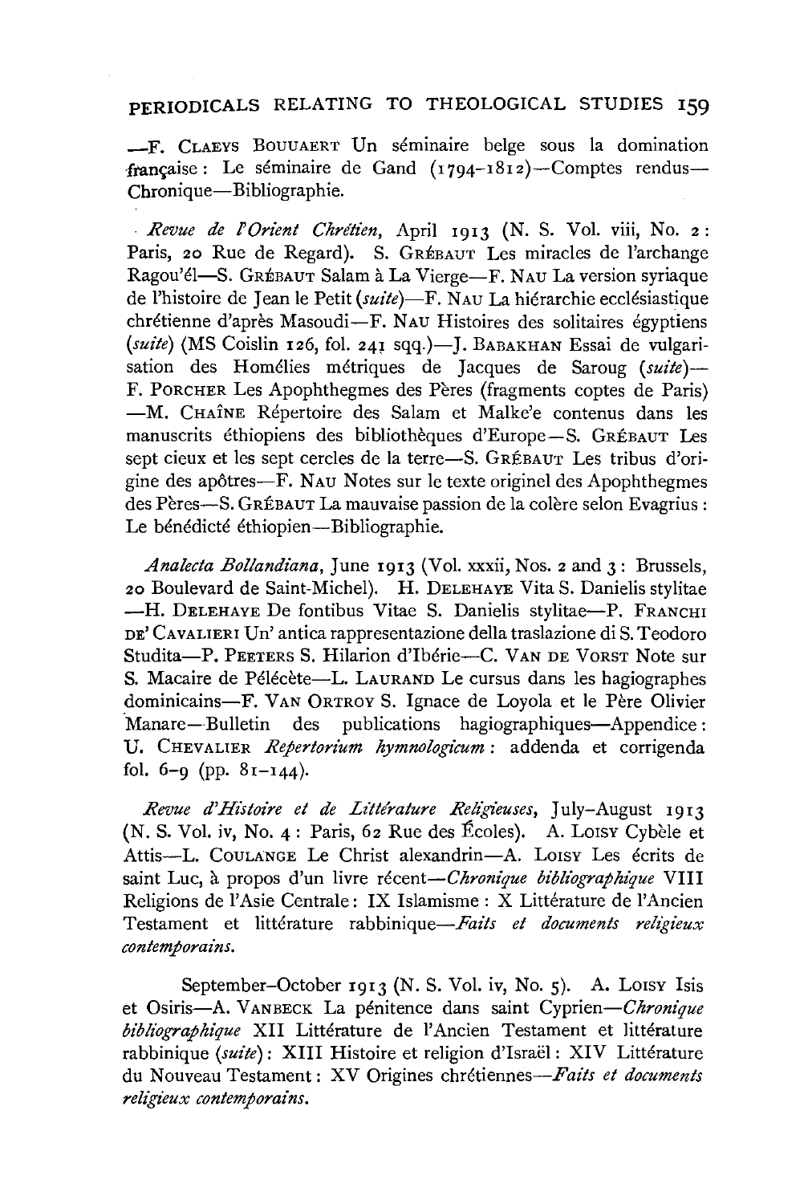—F. CLAEYS BOUUAERT Un séminaire belge sous la domination française : Le séminaire de Gand (1794–1812)—Comptes rendus—Chronique—Bibliographie.

*Revue de l'Orient Chrétien*, April 1913 (N. S. Vol. viii, No. 2 : Paris, 20 Rue de Regard). S. GRÉBAUT Les miracles de l'archange Ragou'él—S. GRÉBAUT Salam à La Vierge—F. NAU La version syriaque de l'histoire de Jean le Petit (*suite*)—F. NAU La hiérarchie ecclésiastique chrétienne d'après Masoudi—F. NAU Histoires des solitaires égyptiens (*suite*) (MS Coislin 126, fol. 241 sqq.)—J. BABAKHAN Essai de vulgarisation des Homélies métriques de Jacques de Saroug (*suite*)—F. PORCHER Les Apophthegmes des Pères (fragments coptes de Paris)—M. CHAÎNE Répertoire des Salam et Malke'e contenus dans les manuscrits éthiopiens des bibliothèques d'Europe—S. GRÉBAUT Les sept cieux et les sept cercles de la terre—S. GRÉBAUT Les tribus d'origine des apôtres—F. NAU Notes sur le texte originel des Apophthegmes des Pères—S. GRÉBAUT La mauvaise passion de la colère selon Evagrius : Le bénédicté éthiopien—Bibliographie.

*Analecta Bollandiana*, June 1913 (Vol. xxxii, Nos. 2 and 3 : Brussels, 20 Boulevard de Saint-Michel). H. DELEHAYE Vita S. Danielis stylitae—H. DELEHAYE De fontibus Vitae S. Danielis stylitae—P. FRANCHI DE' CAVALIERI Un' antica rappresentazione della traslazione di S. Teodoro Studita—P. PEETERS S. Hilarion d'Ibérie—C. VAN DE VORST Note sur S. Macaire de Pélécète—L. LAURAND Le cursus dans les hagiographes dominicains—F. VAN ORTROY S. Ignace de Loyola et le Père Olivier Manare—Bulletin des publications hagiographiques—Appendice : U. CHEVALIER *Repertorium hymnologicum* : addenda et corrigenda fol. 6–9 (pp. 81–144).

*Revue d'Histoire et de Littérature Religieuses*, July–August 1913 (N. S. Vol. iv, No. 4 : Paris, 62 Rue des Écoles). A. LOISY Cybèle et Attis—L. COULANGE Le Christ alexandrin—A. LOISY Les écrits de saint Luc, à propos d'un livre récent—*Chronique bibliographique* VIII Religions de l'Asie Centrale : IX Islamisme : X Littérature de l'Ancien Testament et littérature rabbinique—*Faits et documents religieux contemporains.*

September–October 1913 (N. S. Vol. iv, No. 5). A. LOISY Isis et Osiris—A. VANBECK La pénitence dans saint Cyprien—*Chronique bibliographique* XII Littérature de l'Ancien Testament et littérature rabbinique (*suite*) : XIII Histoire et religion d'Israël : XIV Littérature du Nouveau Testament : XV Origines chrétiennes—*Faits et documents religieux contemporains.*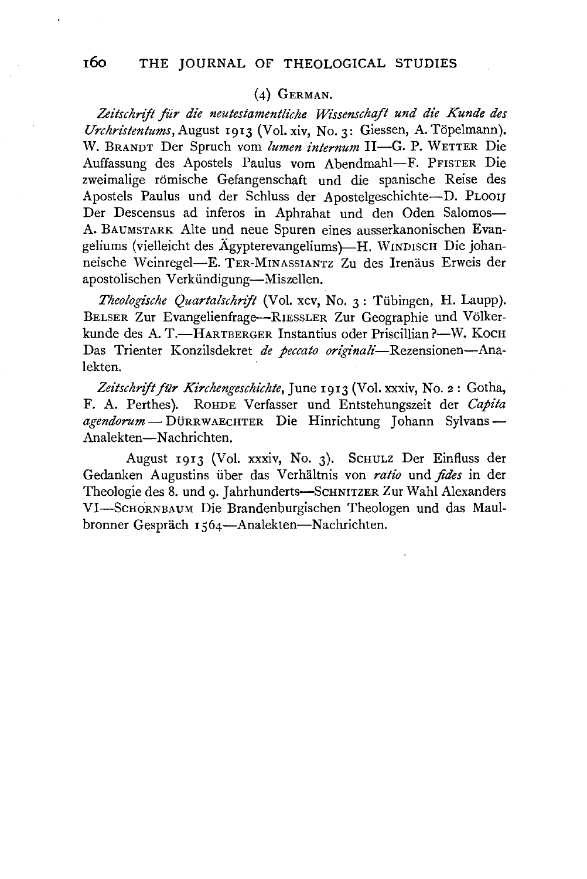### (4) German.

*Zeitschrift für die neutestamentliche Wissenschaft und die Kunde des Urchristentums*, August 1913 (Vol. xiv, No. 3: Giessen, A. Töpelmann). W. Brandt Der Spruch vom *lumen internum* II—G. P. Wetter Die Auffassung des Apostels Paulus vom Abendmahl—F. Pfister Die zweimalige römische Gefangenschaft und die spanische Reise des Apostels Paulus und der Schluss der Apostelgeschichte—D. Plooij Der Descensus ad inferos in Aphrahat und den Oden Salomos—A. Baumstark Alte und neue Spuren eines ausserkanonischen Evangeliums (vielleicht des Ägypterevangeliums)—H. Windisch Die johanneische Weinregel—E. Ter-Minassiantz Zu des Irenäus Erweis der apostolischen Verkündigung—Miszellen.

*Theologische Quartalschrift* (Vol. xcv, No. 3: Tübingen, H. Laupp). Belser Zur Evangelienfrage—Riessler Zur Geographie und Völkerkunde des A. T.—Hartberger Instantius oder Priscillian?—W. Koch Das Trienter Konzilsdekret *de peccato originali*—Rezensionen—Analekten.

*Zeitschrift für Kirchengeschichte*, June 1913 (Vol. xxxiv, No. 2: Gotha, F. A. Perthes). Rohde Verfasser und Entstehungszeit der *Capita agendorum*—Dürrwaechter Die Hinrichtung Johann Sylvans—Analekten—Nachrichten.

August 1913 (Vol. xxxiv, No. 3). Schulz Der Einfluss der Gedanken Augustins über das Verhältnis von *ratio* und *fides* in der Theologie des 8. und 9. Jahrhunderts—Schnitzer Zur Wahl Alexanders VI—Schornbaum Die Brandenburgischen Theologen und das Maulbronner Gespräch 1564—Analekten—Nachrichten.